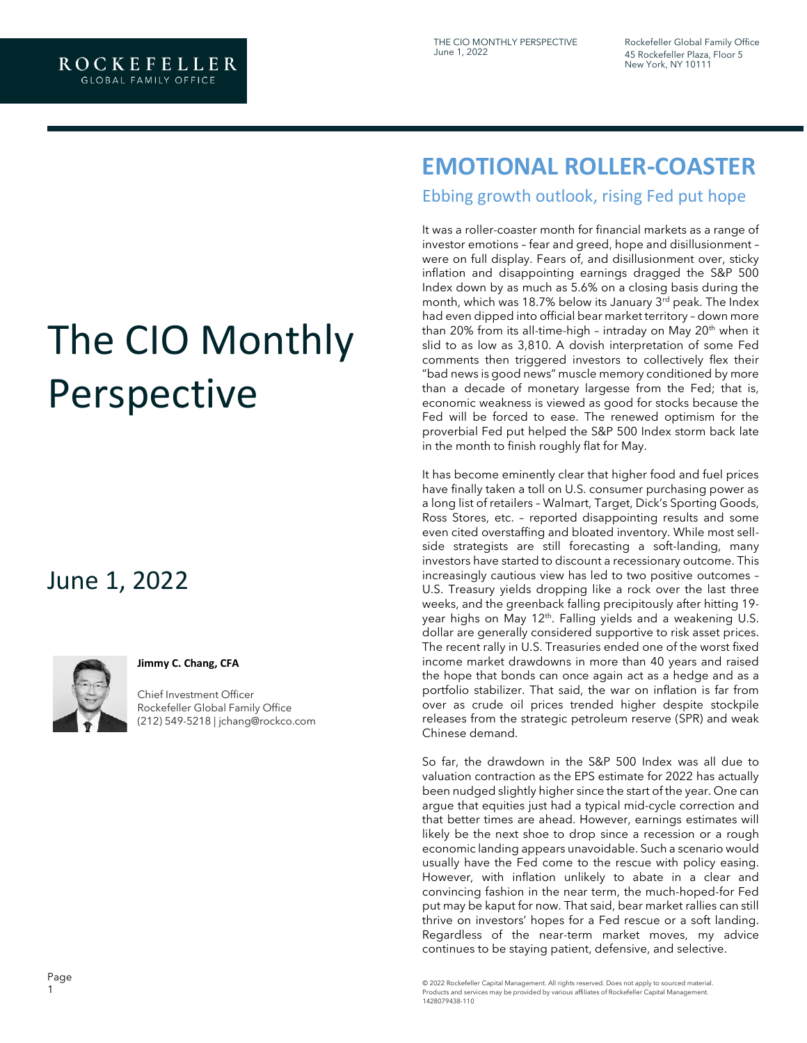# The CIO Monthly Perspective

## June 1, 2022

**Jimmy C. Chang, CFA**

Chief Investment Officer
Rockefeller Global Family Office
(212) 549-5218 | jchang@rockco.com

# EMOTIONAL ROLLER-COASTER

## Ebbing growth outlook, rising Fed put hope

It was a roller-coaster month for financial markets as a range of investor emotions – fear and greed, hope and disillusionment – were on full display. Fears of, and disillusionment over, sticky inflation and disappointing earnings dragged the S&P 500 Index down by as much as 5.6% on a closing basis during the month, which was 18.7% below its January 3rd peak. The Index had even dipped into official bear market territory – down more than 20% from its all-time-high – intraday on May 20th when it slid to as low as 3,810. A dovish interpretation of some Fed comments then triggered investors to collectively flex their "bad news is good news" muscle memory conditioned by more than a decade of monetary largesse from the Fed; that is, economic weakness is viewed as good for stocks because the Fed will be forced to ease. The renewed optimism for the proverbial Fed put helped the S&P 500 Index storm back late in the month to finish roughly flat for May.

It has become eminently clear that higher food and fuel prices have finally taken a toll on U.S. consumer purchasing power as a long list of retailers – Walmart, Target, Dick's Sporting Goods, Ross Stores, etc. – reported disappointing results and some even cited overstaffing and bloated inventory. While most sell-side strategists are still forecasting a soft-landing, many investors have started to discount a recessionary outcome. This increasingly cautious view has led to two positive outcomes – U.S. Treasury yields dropping like a rock over the last three weeks, and the greenback falling precipitously after hitting 19-year highs on May 12th. Falling yields and a weakening U.S. dollar are generally considered supportive to risk asset prices. The recent rally in U.S. Treasuries ended one of the worst fixed income market drawdowns in more than 40 years and raised the hope that bonds can once again act as a hedge and as a portfolio stabilizer. That said, the war on inflation is far from over as crude oil prices trended higher despite stockpile releases from the strategic petroleum reserve (SPR) and weak Chinese demand.

So far, the drawdown in the S&P 500 Index was all due to valuation contraction as the EPS estimate for 2022 has actually been nudged slightly higher since the start of the year. One can argue that equities just had a typical mid-cycle correction and that better times are ahead. However, earnings estimates will likely be the next shoe to drop since a recession or a rough economic landing appears unavoidable. Such a scenario would usually have the Fed come to the rescue with policy easing. However, with inflation unlikely to abate in a clear and convincing fashion in the near term, the much-hoped-for Fed put may be kaput for now. That said, bear market rallies can still thrive on investors' hopes for a Fed rescue or a soft landing. Regardless of the near-term market moves, my advice continues to be staying patient, defensive, and selective.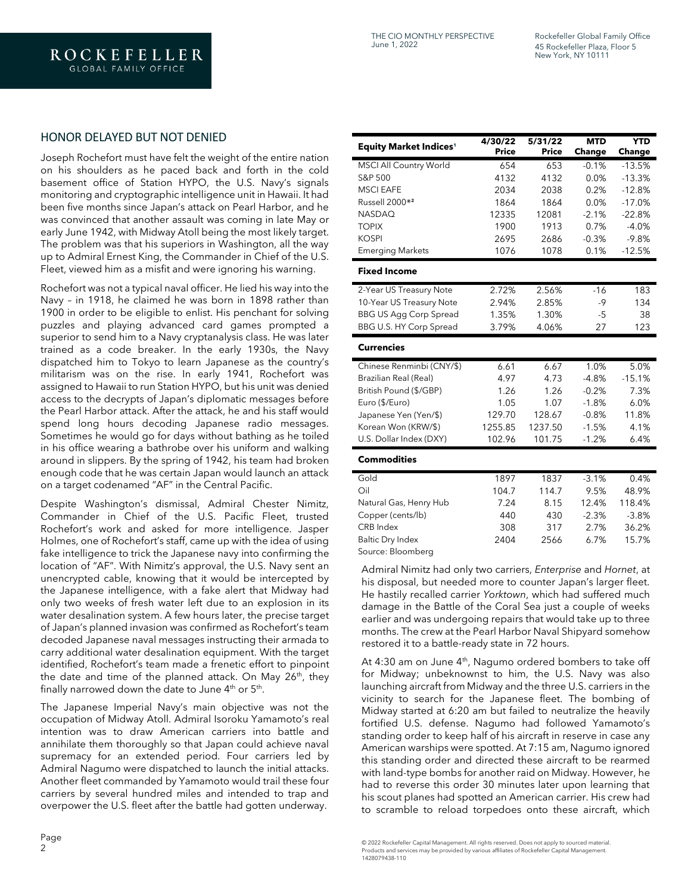## HONOR DELAYED BUT NOT DENIED

Joseph Rochefort must have felt the weight of the entire nation on his shoulders as he paced back and forth in the cold basement office of Station HYPO, the U.S. Navy's signals monitoring and cryptographic intelligence unit in Hawaii. It had been five months since Japan's attack on Pearl Harbor, and he was convinced that another assault was coming in late May or early June 1942, with Midway Atoll being the most likely target. The problem was that his superiors in Washington, all the way up to Admiral Ernest King, the Commander in Chief of the U.S. Fleet, viewed him as a misfit and were ignoring his warning.

Rochefort was not a typical naval officer. He lied his way into the Navy – in 1918, he claimed he was born in 1898 rather than 1900 in order to be eligible to enlist. His penchant for solving puzzles and playing advanced card games prompted a superior to send him to a Navy cryptanalysis class. He was later trained as a code breaker. In the early 1930s, the Navy dispatched him to Tokyo to learn Japanese as the country's militarism was on the rise. In early 1941, Rochefort was assigned to Hawaii to run Station HYPO, but his unit was denied access to the decrypts of Japan's diplomatic messages before the Pearl Harbor attack. After the attack, he and his staff would spend long hours decoding Japanese radio messages. Sometimes he would go for days without bathing as he toiled in his office wearing a bathrobe over his uniform and walking around in slippers. By the spring of 1942, his team had broken enough code that he was certain Japan would launch an attack on a target codenamed "AF" in the Central Pacific.

Despite Washington's dismissal, Admiral Chester Nimitz, Commander in Chief of the U.S. Pacific Fleet, trusted Rochefort's work and asked for more intelligence. Jasper Holmes, one of Rochefort's staff, came up with the idea of using fake intelligence to trick the Japanese navy into confirming the location of "AF". With Nimitz's approval, the U.S. Navy sent an unencrypted cable, knowing that it would be intercepted by the Japanese intelligence, with a fake alert that Midway had only two weeks of fresh water left due to an explosion in its water desalination system. A few hours later, the precise target of Japan's planned invasion was confirmed as Rochefort's team decoded Japanese naval messages instructing their armada to carry additional water desalination equipment. With the target identified, Rochefort's team made a frenetic effort to pinpoint the date and time of the planned attack. On May 26th, they finally narrowed down the date to June 4th or 5th.

The Japanese Imperial Navy's main objective was not the occupation of Midway Atoll. Admiral Isoroku Yamamoto's real intention was to draw American carriers into battle and annihilate them thoroughly so that Japan could achieve naval supremacy for an extended period. Four carriers led by Admiral Nagumo were dispatched to launch the initial attacks. Another fleet commanded by Yamamoto would trail these four carriers by several hundred miles and intended to trap and overpower the U.S. fleet after the battle had gotten underway.

| Equity Market Indices[1] | 4/30/22 Price | 5/31/22 Price | MTD Change | YTD Change |
|---|---|---|---|---|
| MSCI All Country World | 654 | 653 | -0.1% | -13.5% |
| S&P 500 | 4132 | 4132 | 0.0% | -13.3% |
| MSCI EAFE | 2034 | 2038 | 0.2% | -12.8% |
| Russell 2000®[2] | 1864 | 1864 | 0.0% | -17.0% |
| NASDAQ | 12335 | 12081 | -2.1% | -22.8% |
| TOPIX | 1900 | 1913 | 0.7% | -4.0% |
| KOSPI | 2695 | 2686 | -0.3% | -9.8% |
| Emerging Markets | 1076 | 1078 | 0.1% | -12.5% |
| **Fixed Income** | | | | |
| 2-Year US Treasury Note | 2.72% | 2.56% | -16 | 183 |
| 10-Year US Treasury Note | 2.94% | 2.85% | -9 | 134 |
| BBG US Agg Corp Spread | 1.35% | 1.30% | -5 | 38 |
| BBG U.S. HY Corp Spread | 3.79% | 4.06% | 27 | 123 |
| **Currencies** | | | | |
| Chinese Renminbi (CNY/$) | 6.61 | 6.67 | 1.0% | 5.0% |
| Brazilian Real (Real) | 4.97 | 4.73 | -4.8% | -15.1% |
| British Pound ($/GBP) | 1.26 | 1.26 | -0.2% | 7.3% |
| Euro ($/Euro) | 1.05 | 1.07 | -1.8% | 6.0% |
| Japanese Yen (Yen/$) | 129.70 | 128.67 | -0.8% | 11.8% |
| Korean Won (KRW/$) | 1255.85 | 1237.50 | -1.5% | 4.1% |
| U.S. Dollar Index (DXY) | 102.96 | 101.75 | -1.2% | 6.4% |
| **Commodities** | | | | |
| Gold | 1897 | 1837 | -3.1% | 0.4% |
| Oil | 104.7 | 114.7 | 9.5% | 48.9% |
| Natural Gas, Henry Hub | 7.24 | 8.15 | 12.4% | 118.4% |
| Copper (cents/lb) | 440 | 430 | -2.3% | -3.8% |
| CRB Index | 308 | 317 | 2.7% | 36.2% |
| Baltic Dry Index | 2404 | 2566 | 6.7% | 15.7% |

Source: Bloomberg

Admiral Nimitz had only two carriers, *Enterprise* and *Hornet*, at his disposal, but needed more to counter Japan's larger fleet. He hastily recalled carrier *Yorktown*, which had suffered much damage in the Battle of the Coral Sea just a couple of weeks earlier and was undergoing repairs that would take up to three months. The crew at the Pearl Harbor Naval Shipyard somehow restored it to a battle-ready state in 72 hours.

At 4:30 am on June 4th, Nagumo ordered bombers to take off for Midway; unbeknownst to him, the U.S. Navy was also launching aircraft from Midway and the three U.S. carriers in the vicinity to search for the Japanese fleet. The bombing of Midway started at 6:20 am but failed to neutralize the heavily fortified U.S. defense. Nagumo had followed Yamamoto's standing order to keep half of his aircraft in reserve in case any American warships were spotted. At 7:15 am, Nagumo ignored this standing order and directed these aircraft to be rearmed with land-type bombs for another raid on Midway. However, he had to reverse this order 30 minutes later upon learning that his scout planes had spotted an American carrier. His crew had to scramble to reload torpedoes onto these aircraft, which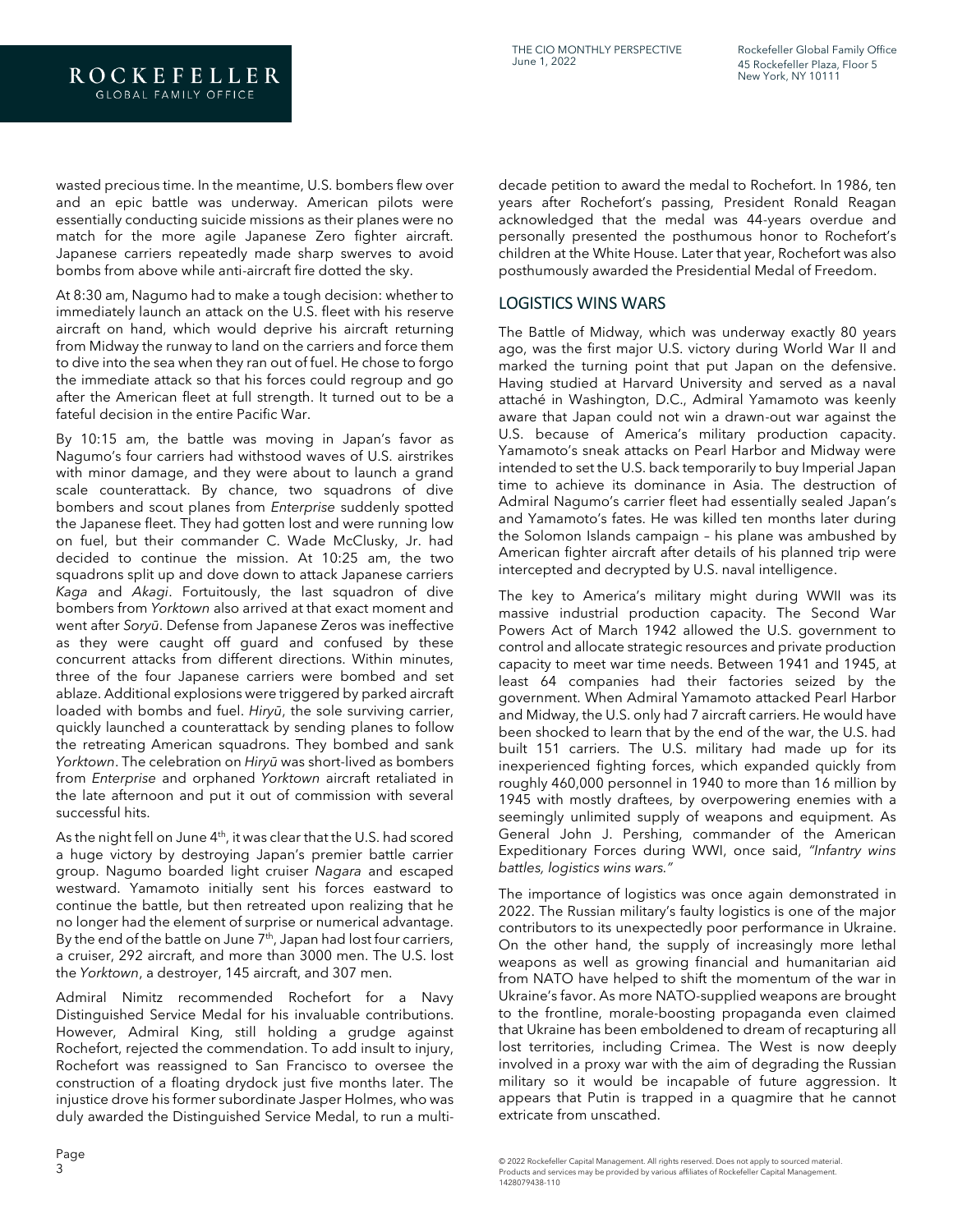wasted precious time. In the meantime, U.S. bombers flew over and an epic battle was underway. American pilots were essentially conducting suicide missions as their planes were no match for the more agile Japanese Zero fighter aircraft. Japanese carriers repeatedly made sharp swerves to avoid bombs from above while anti-aircraft fire dotted the sky.

At 8:30 am, Nagumo had to make a tough decision: whether to immediately launch an attack on the U.S. fleet with his reserve aircraft on hand, which would deprive his aircraft returning from Midway the runway to land on the carriers and force them to dive into the sea when they ran out of fuel. He chose to forgo the immediate attack so that his forces could regroup and go after the American fleet at full strength. It turned out to be a fateful decision in the entire Pacific War.

By 10:15 am, the battle was moving in Japan's favor as Nagumo's four carriers had withstood waves of U.S. airstrikes with minor damage, and they were about to launch a grand scale counterattack. By chance, two squadrons of dive bombers and scout planes from *Enterprise* suddenly spotted the Japanese fleet. They had gotten lost and were running low on fuel, but their commander C. Wade McClusky, Jr. had decided to continue the mission. At 10:25 am, the two squadrons split up and dove down to attack Japanese carriers *Kaga* and *Akagi*. Fortuitously, the last squadron of dive bombers from *Yorktown* also arrived at that exact moment and went after *Soryū*. Defense from Japanese Zeros was ineffective as they were caught off guard and confused by these concurrent attacks from different directions. Within minutes, three of the four Japanese carriers were bombed and set ablaze. Additional explosions were triggered by parked aircraft loaded with bombs and fuel. *Hiryū*, the sole surviving carrier, quickly launched a counterattack by sending planes to follow the retreating American squadrons. They bombed and sank *Yorktown*. The celebration on *Hiryū* was short-lived as bombers from *Enterprise* and orphaned *Yorktown* aircraft retaliated in the late afternoon and put it out of commission with several successful hits.

As the night fell on June 4th, it was clear that the U.S. had scored a huge victory by destroying Japan's premier battle carrier group. Nagumo boarded light cruiser *Nagara* and escaped westward. Yamamoto initially sent his forces eastward to continue the battle, but then retreated upon realizing that he no longer had the element of surprise or numerical advantage. By the end of the battle on June 7th, Japan had lost four carriers, a cruiser, 292 aircraft, and more than 3000 men. The U.S. lost the *Yorktown*, a destroyer, 145 aircraft, and 307 men.

Admiral Nimitz recommended Rochefort for a Navy Distinguished Service Medal for his invaluable contributions. However, Admiral King, still holding a grudge against Rochefort, rejected the commendation. To add insult to injury, Rochefort was reassigned to San Francisco to oversee the construction of a floating drydock just five months later. The injustice drove his former subordinate Jasper Holmes, who was duly awarded the Distinguished Service Medal, to run a multi-decade petition to award the medal to Rochefort. In 1986, ten years after Rochefort's passing, President Ronald Reagan acknowledged that the medal was 44-years overdue and personally presented the posthumous honor to Rochefort's children at the White House. Later that year, Rochefort was also posthumously awarded the Presidential Medal of Freedom.

## LOGISTICS WINS WARS

The Battle of Midway, which was underway exactly 80 years ago, was the first major U.S. victory during World War II and marked the turning point that put Japan on the defensive. Having studied at Harvard University and served as a naval attaché in Washington, D.C., Admiral Yamamoto was keenly aware that Japan could not win a drawn-out war against the U.S. because of America's military production capacity. Yamamoto's sneak attacks on Pearl Harbor and Midway were intended to set the U.S. back temporarily to buy Imperial Japan time to achieve its dominance in Asia. The destruction of Admiral Nagumo's carrier fleet had essentially sealed Japan's and Yamamoto's fates. He was killed ten months later during the Solomon Islands campaign – his plane was ambushed by American fighter aircraft after details of his planned trip were intercepted and decrypted by U.S. naval intelligence.

The key to America's military might during WWII was its massive industrial production capacity. The Second War Powers Act of March 1942 allowed the U.S. government to control and allocate strategic resources and private production capacity to meet war time needs. Between 1941 and 1945, at least 64 companies had their factories seized by the government. When Admiral Yamamoto attacked Pearl Harbor and Midway, the U.S. only had 7 aircraft carriers. He would have been shocked to learn that by the end of the war, the U.S. had built 151 carriers. The U.S. military had made up for its inexperienced fighting forces, which expanded quickly from roughly 460,000 personnel in 1940 to more than 16 million by 1945 with mostly draftees, by overpowering enemies with a seemingly unlimited supply of weapons and equipment. As General John J. Pershing, commander of the American Expeditionary Forces during WWI, once said, *"Infantry wins battles, logistics wins wars."*

The importance of logistics was once again demonstrated in 2022. The Russian military's faulty logistics is one of the major contributors to its unexpectedly poor performance in Ukraine. On the other hand, the supply of increasingly more lethal weapons as well as growing financial and humanitarian aid from NATO have helped to shift the momentum of the war in Ukraine's favor. As more NATO-supplied weapons are brought to the frontline, morale-boosting propaganda even claimed that Ukraine has been emboldened to dream of recapturing all lost territories, including Crimea. The West is now deeply involved in a proxy war with the aim of degrading the Russian military so it would be incapable of future aggression. It appears that Putin is trapped in a quagmire that he cannot extricate from unscathed.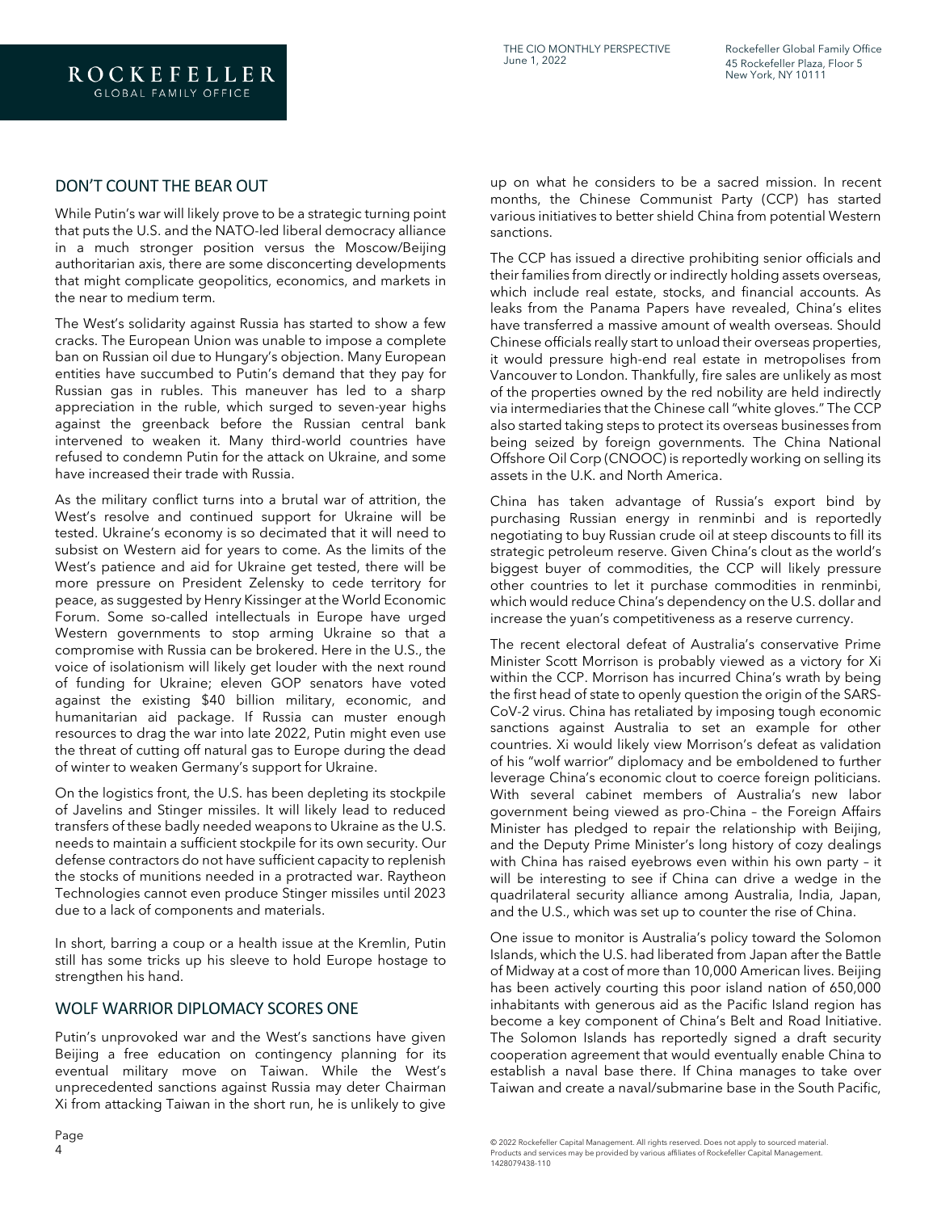## DON'T COUNT THE BEAR OUT

While Putin's war will likely prove to be a strategic turning point that puts the U.S. and the NATO-led liberal democracy alliance in a much stronger position versus the Moscow/Beijing authoritarian axis, there are some disconcerting developments that might complicate geopolitics, economics, and markets in the near to medium term.

The West's solidarity against Russia has started to show a few cracks. The European Union was unable to impose a complete ban on Russian oil due to Hungary's objection. Many European entities have succumbed to Putin's demand that they pay for Russian gas in rubles. This maneuver has led to a sharp appreciation in the ruble, which surged to seven-year highs against the greenback before the Russian central bank intervened to weaken it. Many third-world countries have refused to condemn Putin for the attack on Ukraine, and some have increased their trade with Russia.

As the military conflict turns into a brutal war of attrition, the West's resolve and continued support for Ukraine will be tested. Ukraine's economy is so decimated that it will need to subsist on Western aid for years to come. As the limits of the West's patience and aid for Ukraine get tested, there will be more pressure on President Zelensky to cede territory for peace, as suggested by Henry Kissinger at the World Economic Forum. Some so-called intellectuals in Europe have urged Western governments to stop arming Ukraine so that a compromise with Russia can be brokered. Here in the U.S., the voice of isolationism will likely get louder with the next round of funding for Ukraine; eleven GOP senators have voted against the existing $40 billion military, economic, and humanitarian aid package. If Russia can muster enough resources to drag the war into late 2022, Putin might even use the threat of cutting off natural gas to Europe during the dead of winter to weaken Germany's support for Ukraine.

On the logistics front, the U.S. has been depleting its stockpile of Javelins and Stinger missiles. It will likely lead to reduced transfers of these badly needed weapons to Ukraine as the U.S. needs to maintain a sufficient stockpile for its own security. Our defense contractors do not have sufficient capacity to replenish the stocks of munitions needed in a protracted war. Raytheon Technologies cannot even produce Stinger missiles until 2023 due to a lack of components and materials.

In short, barring a coup or a health issue at the Kremlin, Putin still has some tricks up his sleeve to hold Europe hostage to strengthen his hand.

## WOLF WARRIOR DIPLOMACY SCORES ONE

Putin's unprovoked war and the West's sanctions have given Beijing a free education on contingency planning for its eventual military move on Taiwan. While the West's unprecedented sanctions against Russia may deter Chairman Xi from attacking Taiwan in the short run, he is unlikely to give up on what he considers to be a sacred mission. In recent months, the Chinese Communist Party (CCP) has started various initiatives to better shield China from potential Western sanctions.

The CCP has issued a directive prohibiting senior officials and their families from directly or indirectly holding assets overseas, which include real estate, stocks, and financial accounts. As leaks from the Panama Papers have revealed, China's elites have transferred a massive amount of wealth overseas. Should Chinese officials really start to unload their overseas properties, it would pressure high-end real estate in metropolises from Vancouver to London. Thankfully, fire sales are unlikely as most of the properties owned by the red nobility are held indirectly via intermediaries that the Chinese call "white gloves." The CCP also started taking steps to protect its overseas businesses from being seized by foreign governments. The China National Offshore Oil Corp (CNOOC) is reportedly working on selling its assets in the U.K. and North America.

China has taken advantage of Russia's export bind by purchasing Russian energy in renminbi and is reportedly negotiating to buy Russian crude oil at steep discounts to fill its strategic petroleum reserve. Given China's clout as the world's biggest buyer of commodities, the CCP will likely pressure other countries to let it purchase commodities in renminbi, which would reduce China's dependency on the U.S. dollar and increase the yuan's competitiveness as a reserve currency.

The recent electoral defeat of Australia's conservative Prime Minister Scott Morrison is probably viewed as a victory for Xi within the CCP. Morrison has incurred China's wrath by being the first head of state to openly question the origin of the SARS-CoV-2 virus. China has retaliated by imposing tough economic sanctions against Australia to set an example for other countries. Xi would likely view Morrison's defeat as validation of his "wolf warrior" diplomacy and be emboldened to further leverage China's economic clout to coerce foreign politicians. With several cabinet members of Australia's new labor government being viewed as pro-China – the Foreign Affairs Minister has pledged to repair the relationship with Beijing, and the Deputy Prime Minister's long history of cozy dealings with China has raised eyebrows even within his own party – it will be interesting to see if China can drive a wedge in the quadrilateral security alliance among Australia, India, Japan, and the U.S., which was set up to counter the rise of China.

One issue to monitor is Australia's policy toward the Solomon Islands, which the U.S. had liberated from Japan after the Battle of Midway at a cost of more than 10,000 American lives. Beijing has been actively courting this poor island nation of 650,000 inhabitants with generous aid as the Pacific Island region has become a key component of China's Belt and Road Initiative. The Solomon Islands has reportedly signed a draft security cooperation agreement that would eventually enable China to establish a naval base there. If China manages to take over Taiwan and create a naval/submarine base in the South Pacific,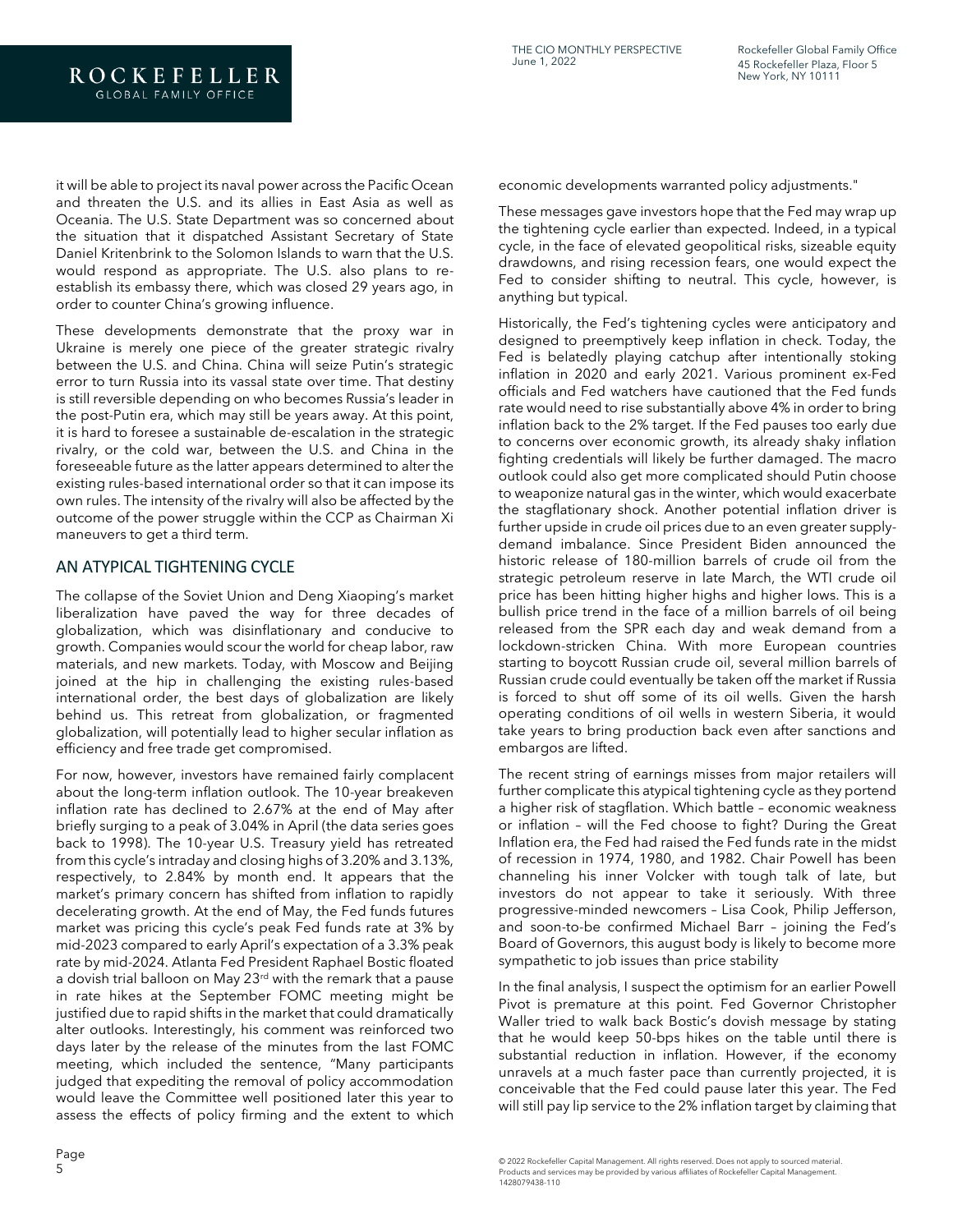it will be able to project its naval power across the Pacific Ocean and threaten the U.S. and its allies in East Asia as well as Oceania. The U.S. State Department was so concerned about the situation that it dispatched Assistant Secretary of State Daniel Kritenbrink to the Solomon Islands to warn that the U.S. would respond as appropriate. The U.S. also plans to re-establish its embassy there, which was closed 29 years ago, in order to counter China's growing influence.

These developments demonstrate that the proxy war in Ukraine is merely one piece of the greater strategic rivalry between the U.S. and China. China will seize Putin's strategic error to turn Russia into its vassal state over time. That destiny is still reversible depending on who becomes Russia's leader in the post-Putin era, which may still be years away. At this point, it is hard to foresee a sustainable de-escalation in the strategic rivalry, or the cold war, between the U.S. and China in the foreseeable future as the latter appears determined to alter the existing rules-based international order so that it can impose its own rules. The intensity of the rivalry will also be affected by the outcome of the power struggle within the CCP as Chairman Xi maneuvers to get a third term.

## AN ATYPICAL TIGHTENING CYCLE

The collapse of the Soviet Union and Deng Xiaoping's market liberalization have paved the way for three decades of globalization, which was disinflationary and conducive to growth. Companies would scour the world for cheap labor, raw materials, and new markets. Today, with Moscow and Beijing joined at the hip in challenging the existing rules-based international order, the best days of globalization are likely behind us. This retreat from globalization, or fragmented globalization, will potentially lead to higher secular inflation as efficiency and free trade get compromised.

For now, however, investors have remained fairly complacent about the long-term inflation outlook. The 10-year breakeven inflation rate has declined to 2.67% at the end of May after briefly surging to a peak of 3.04% in April (the data series goes back to 1998). The 10-year U.S. Treasury yield has retreated from this cycle's intraday and closing highs of 3.20% and 3.13%, respectively, to 2.84% by month end. It appears that the market's primary concern has shifted from inflation to rapidly decelerating growth. At the end of May, the Fed funds futures market was pricing this cycle's peak Fed funds rate at 3% by mid-2023 compared to early April's expectation of a 3.3% peak rate by mid-2024. Atlanta Fed President Raphael Bostic floated a dovish trial balloon on May 23rd with the remark that a pause in rate hikes at the September FOMC meeting might be justified due to rapid shifts in the market that could dramatically alter outlooks. Interestingly, his comment was reinforced two days later by the release of the minutes from the last FOMC meeting, which included the sentence, "Many participants judged that expediting the removal of policy accommodation would leave the Committee well positioned later this year to assess the effects of policy firming and the extent to which economic developments warranted policy adjustments."

These messages gave investors hope that the Fed may wrap up the tightening cycle earlier than expected. Indeed, in a typical cycle, in the face of elevated geopolitical risks, sizeable equity drawdowns, and rising recession fears, one would expect the Fed to consider shifting to neutral. This cycle, however, is anything but typical.

Historically, the Fed's tightening cycles were anticipatory and designed to preemptively keep inflation in check. Today, the Fed is belatedly playing catchup after intentionally stoking inflation in 2020 and early 2021. Various prominent ex-Fed officials and Fed watchers have cautioned that the Fed funds rate would need to rise substantially above 4% in order to bring inflation back to the 2% target. If the Fed pauses too early due to concerns over economic growth, its already shaky inflation fighting credentials will likely be further damaged. The macro outlook could also get more complicated should Putin choose to weaponize natural gas in the winter, which would exacerbate the stagflationary shock. Another potential inflation driver is further upside in crude oil prices due to an even greater supply-demand imbalance. Since President Biden announced the historic release of 180-million barrels of crude oil from the strategic petroleum reserve in late March, the WTI crude oil price has been hitting higher highs and higher lows. This is a bullish price trend in the face of a million barrels of oil being released from the SPR each day and weak demand from a lockdown-stricken China. With more European countries starting to boycott Russian crude oil, several million barrels of Russian crude could eventually be taken off the market if Russia is forced to shut off some of its oil wells. Given the harsh operating conditions of oil wells in western Siberia, it would take years to bring production back even after sanctions and embargos are lifted.

The recent string of earnings misses from major retailers will further complicate this atypical tightening cycle as they portend a higher risk of stagflation. Which battle – economic weakness or inflation – will the Fed choose to fight? During the Great Inflation era, the Fed had raised the Fed funds rate in the midst of recession in 1974, 1980, and 1982. Chair Powell has been channeling his inner Volcker with tough talk of late, but investors do not appear to take it seriously. With three progressive-minded newcomers – Lisa Cook, Philip Jefferson, and soon-to-be confirmed Michael Barr – joining the Fed's Board of Governors, this august body is likely to become more sympathetic to job issues than price stability

In the final analysis, I suspect the optimism for an earlier Powell Pivot is premature at this point. Fed Governor Christopher Waller tried to walk back Bostic's dovish message by stating that he would keep 50-bps hikes on the table until there is substantial reduction in inflation. However, if the economy unravels at a much faster pace than currently projected, it is conceivable that the Fed could pause later this year. The Fed will still pay lip service to the 2% inflation target by claiming that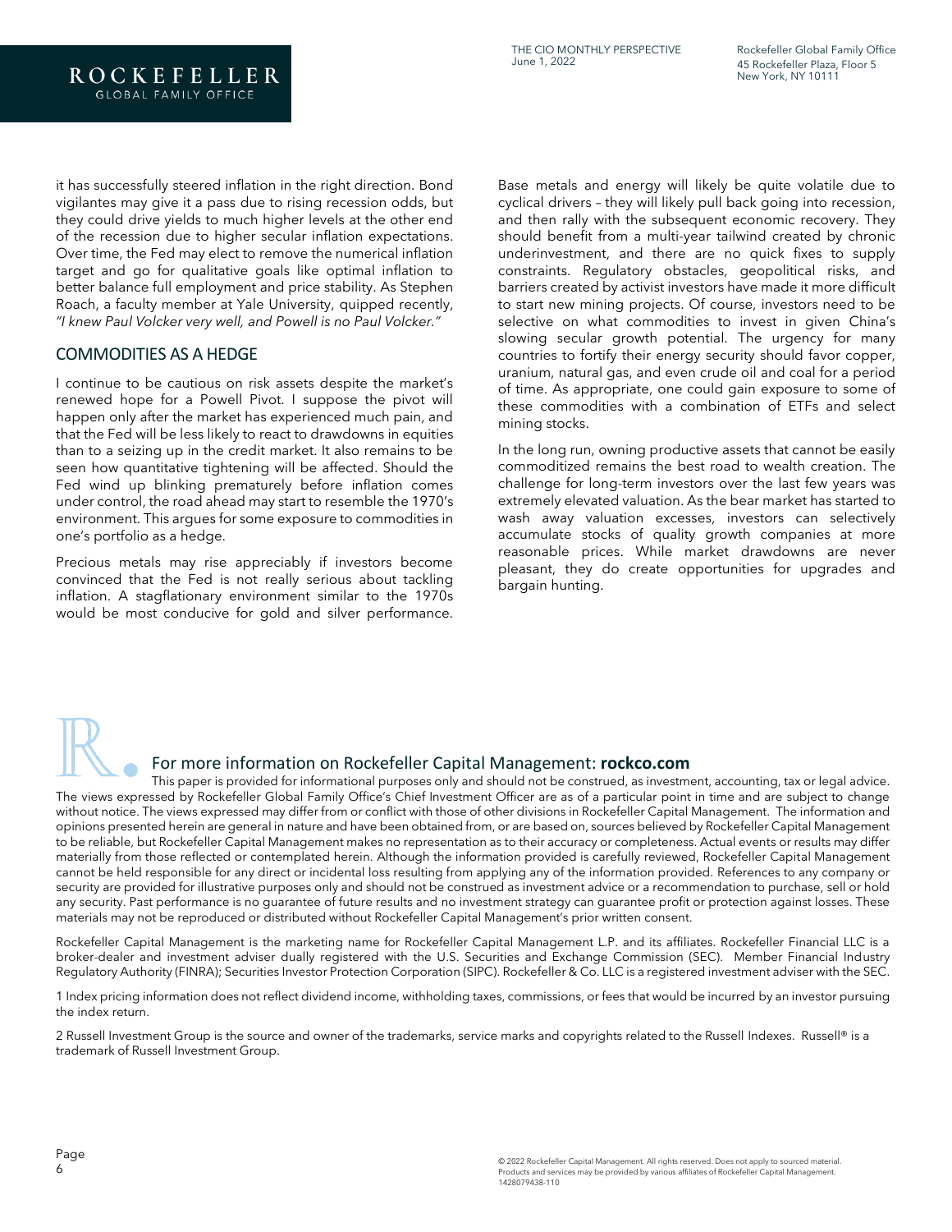it has successfully steered inflation in the right direction. Bond vigilantes may give it a pass due to rising recession odds, but they could drive yields to much higher levels at the other end of the recession due to higher secular inflation expectations. Over time, the Fed may elect to remove the numerical inflation target and go for qualitative goals like optimal inflation to better balance full employment and price stability. As Stephen Roach, a faculty member at Yale University, quipped recently, *"I knew Paul Volcker very well, and Powell is no Paul Volcker."*

## COMMODITIES AS A HEDGE

I continue to be cautious on risk assets despite the market's renewed hope for a Powell Pivot. I suppose the pivot will happen only after the market has experienced much pain, and that the Fed will be less likely to react to drawdowns in equities than to a seizing up in the credit market. It also remains to be seen how quantitative tightening will be affected. Should the Fed wind up blinking prematurely before inflation comes under control, the road ahead may start to resemble the 1970's environment. This argues for some exposure to commodities in one's portfolio as a hedge.

Precious metals may rise appreciably if investors become convinced that the Fed is not really serious about tackling inflation. A stagflationary environment similar to the 1970s would be most conducive for gold and silver performance. Base metals and energy will likely be quite volatile due to cyclical drivers – they will likely pull back going into recession, and then rally with the subsequent economic recovery. They should benefit from a multi-year tailwind created by chronic underinvestment, and there are no quick fixes to supply constraints. Regulatory obstacles, geopolitical risks, and barriers created by activist investors have made it more difficult to start new mining projects. Of course, investors need to be selective on what commodities to invest in given China's slowing secular growth potential. The urgency for many countries to fortify their energy security should favor copper, uranium, natural gas, and even crude oil and coal for a period of time. As appropriate, one could gain exposure to some of these commodities with a combination of ETFs and select mining stocks.

In the long run, owning productive assets that cannot be easily commoditized remains the best road to wealth creation. The challenge for long-term investors over the last few years was extremely elevated valuation. As the bear market has started to wash away valuation excesses, investors can selectively accumulate stocks of quality growth companies at more reasonable prices. While market drawdowns are never pleasant, they do create opportunities for upgrades and bargain hunting.

For more information on Rockefeller Capital Management: **rockco.com**

This paper is provided for informational purposes only and should not be construed, as investment, accounting, tax or legal advice. The views expressed by Rockefeller Global Family Office's Chief Investment Officer are as of a particular point in time and are subject to change without notice. The views expressed may differ from or conflict with those of other divisions in Rockefeller Capital Management. The information and opinions presented herein are general in nature and have been obtained from, or are based on, sources believed by Rockefeller Capital Management to be reliable, but Rockefeller Capital Management makes no representation as to their accuracy or completeness. Actual events or results may differ materially from those reflected or contemplated herein. Although the information provided is carefully reviewed, Rockefeller Capital Management cannot be held responsible for any direct or incidental loss resulting from applying any of the information provided. References to any company or security are provided for illustrative purposes only and should not be construed as investment advice or a recommendation to purchase, sell or hold any security. Past performance is no guarantee of future results and no investment strategy can guarantee profit or protection against losses. These materials may not be reproduced or distributed without Rockefeller Capital Management's prior written consent.

Rockefeller Capital Management is the marketing name for Rockefeller Capital Management L.P. and its affiliates. Rockefeller Financial LLC is a broker-dealer and investment adviser dually registered with the U.S. Securities and Exchange Commission (SEC). Member Financial Industry Regulatory Authority (FINRA); Securities Investor Protection Corporation (SIPC). Rockefeller & Co. LLC is a registered investment adviser with the SEC.

1 Index pricing information does not reflect dividend income, withholding taxes, commissions, or fees that would be incurred by an investor pursuing the index return.

2 Russell Investment Group is the source and owner of the trademarks, service marks and copyrights related to the Russell Indexes. Russell® is a trademark of Russell Investment Group.

© 2022 Rockefeller Capital Management. All rights reserved. Does not apply to sourced material. Products and services may be provided by various affiliates of Rockefeller Capital Management. 1428079438-110